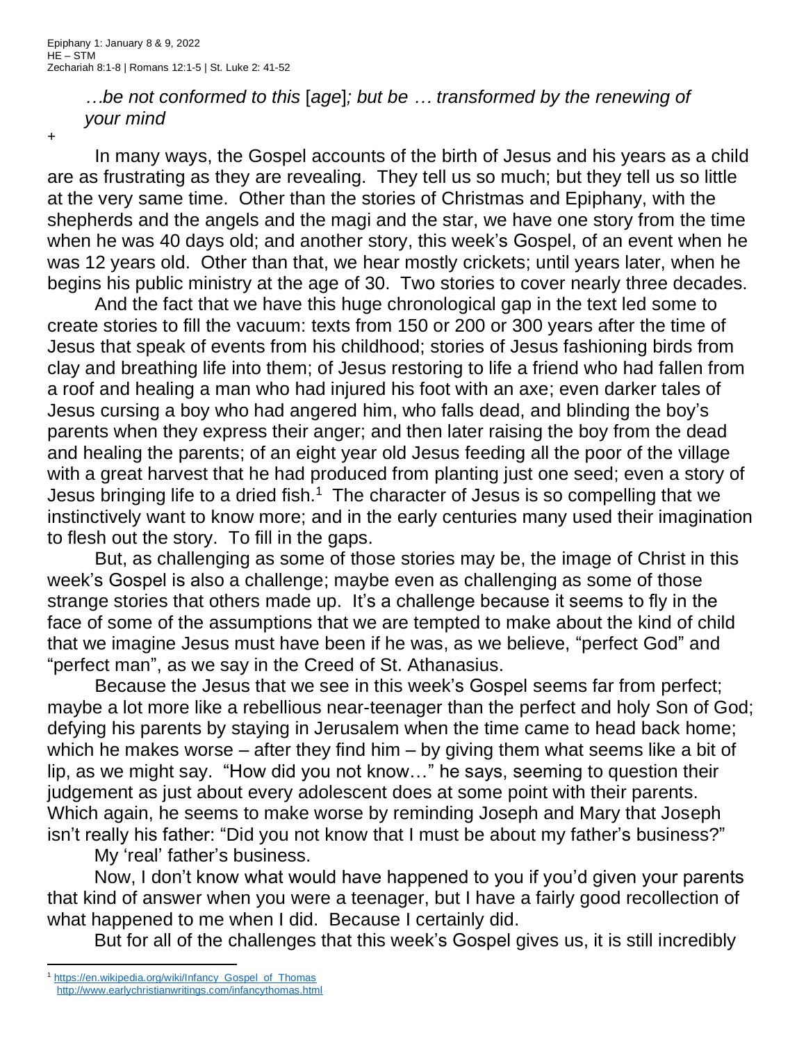Epiphany 1: January 8 & 9, 2022
HE – STM
Zechariah 8:1-8 | Romans 12:1-5 | St. Luke 2: 41-52

> *…be not conformed to this* [*age*]*; but be … transformed by the renewing of your mind*

+

In many ways, the Gospel accounts of the birth of Jesus and his years as a child are as frustrating as they are revealing. They tell us so much; but they tell us so little at the very same time. Other than the stories of Christmas and Epiphany, with the shepherds and the angels and the magi and the star, we have one story from the time when he was 40 days old; and another story, this week's Gospel, of an event when he was 12 years old. Other than that, we hear mostly crickets; until years later, when he begins his public ministry at the age of 30. Two stories to cover nearly three decades.

And the fact that we have this huge chronological gap in the text led some to create stories to fill the vacuum: texts from 150 or 200 or 300 years after the time of Jesus that speak of events from his childhood; stories of Jesus fashioning birds from clay and breathing life into them; of Jesus restoring to life a friend who had fallen from a roof and healing a man who had injured his foot with an axe; even darker tales of Jesus cursing a boy who had angered him, who falls dead, and blinding the boy's parents when they express their anger; and then later raising the boy from the dead and healing the parents; of an eight year old Jesus feeding all the poor of the village with a great harvest that he had produced from planting just one seed; even a story of Jesus bringing life to a dried fish.[1] The character of Jesus is so compelling that we instinctively want to know more; and in the early centuries many used their imagination to flesh out the story. To fill in the gaps.

But, as challenging as some of those stories may be, the image of Christ in this week's Gospel is also a challenge; maybe even as challenging as some of those strange stories that others made up. It's a challenge because it seems to fly in the face of some of the assumptions that we are tempted to make about the kind of child that we imagine Jesus must have been if he was, as we believe, "perfect God" and "perfect man", as we say in the Creed of St. Athanasius.

Because the Jesus that we see in this week's Gospel seems far from perfect; maybe a lot more like a rebellious near-teenager than the perfect and holy Son of God; defying his parents by staying in Jerusalem when the time came to head back home; which he makes worse – after they find him – by giving them what seems like a bit of lip, as we might say. "How did you not know…" he says, seeming to question their judgement as just about every adolescent does at some point with their parents. Which again, he seems to make worse by reminding Joseph and Mary that Joseph isn't really his father: "Did you not know that I must be about my father's business?"

My 'real' father's business.

Now, I don't know what would have happened to you if you'd given your parents that kind of answer when you were a teenager, but I have a fairly good recollection of what happened to me when I did. Because I certainly did.

But for all of the challenges that this week's Gospel gives us, it is still incredibly

---

[1] https://en.wikipedia.org/wiki/Infancy_Gospel_of_Thomas
http://www.earlychristianwritings.com/infancythomas.html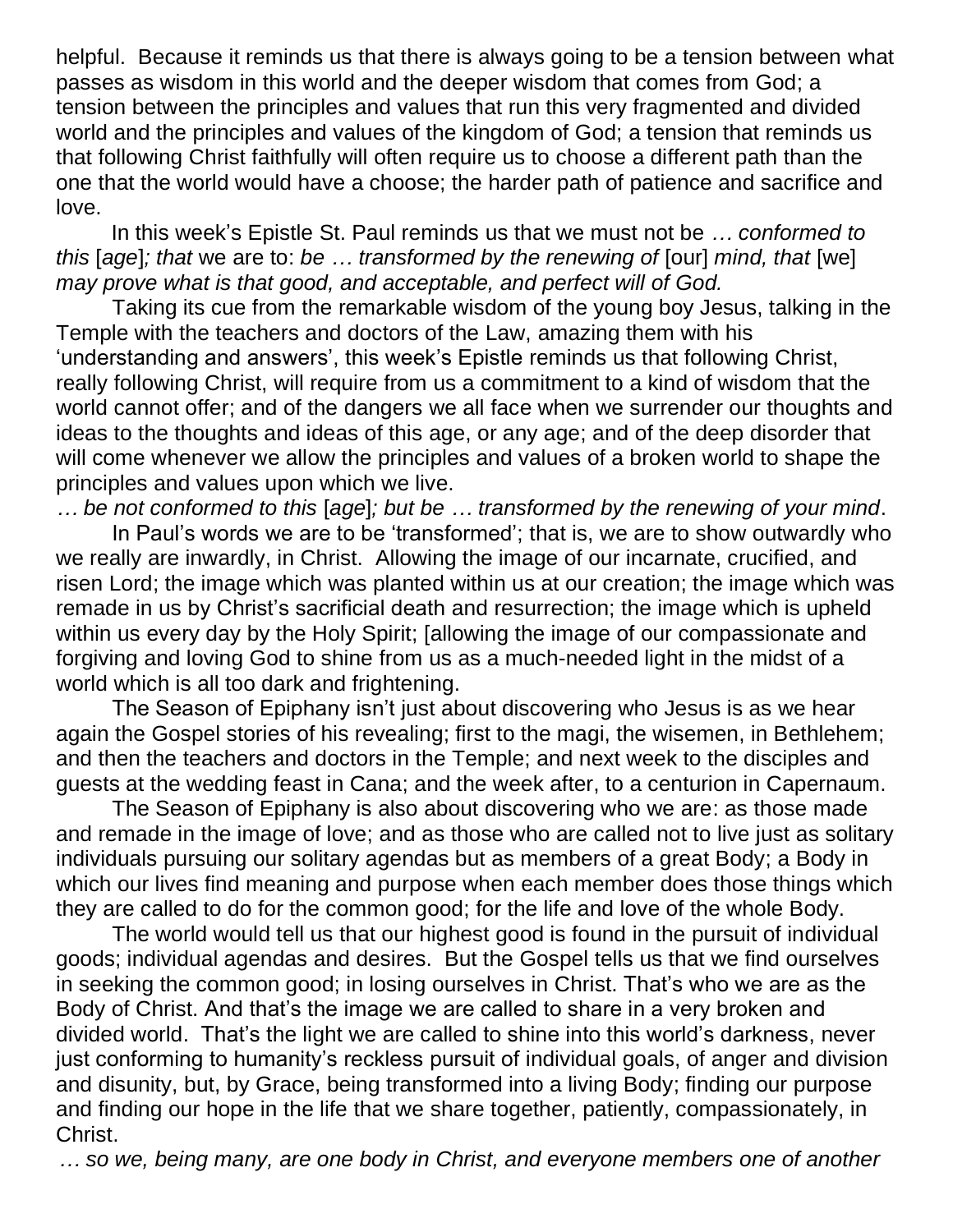helpful. Because it reminds us that there is always going to be a tension between what passes as wisdom in this world and the deeper wisdom that comes from God; a tension between the principles and values that run this very fragmented and divided world and the principles and values of the kingdom of God; a tension that reminds us that following Christ faithfully will often require us to choose a different path than the one that the world would have a choose; the harder path of patience and sacrifice and love.

In this week's Epistle St. Paul reminds us that we must not be *… conformed to this* [*age*]*; that* we are to: *be … transformed by the renewing of* [our] *mind, that* [we] *may prove what is that good, and acceptable, and perfect will of God.*

Taking its cue from the remarkable wisdom of the young boy Jesus, talking in the Temple with the teachers and doctors of the Law, amazing them with his 'understanding and answers', this week's Epistle reminds us that following Christ, really following Christ, will require from us a commitment to a kind of wisdom that the world cannot offer; and of the dangers we all face when we surrender our thoughts and ideas to the thoughts and ideas of this age, or any age; and of the deep disorder that will come whenever we allow the principles and values of a broken world to shape the principles and values upon which we live.

*… be not conformed to this* [*age*]*; but be … transformed by the renewing of your mind*.

In Paul's words we are to be 'transformed'; that is, we are to show outwardly who we really are inwardly, in Christ. Allowing the image of our incarnate, crucified, and risen Lord; the image which was planted within us at our creation; the image which was remade in us by Christ's sacrificial death and resurrection; the image which is upheld within us every day by the Holy Spirit; [allowing the image of our compassionate and forgiving and loving God to shine from us as a much-needed light in the midst of a world which is all too dark and frightening.

The Season of Epiphany isn't just about discovering who Jesus is as we hear again the Gospel stories of his revealing; first to the magi, the wisemen, in Bethlehem; and then the teachers and doctors in the Temple; and next week to the disciples and guests at the wedding feast in Cana; and the week after, to a centurion in Capernaum.

The Season of Epiphany is also about discovering who we are: as those made and remade in the image of love; and as those who are called not to live just as solitary individuals pursuing our solitary agendas but as members of a great Body; a Body in which our lives find meaning and purpose when each member does those things which they are called to do for the common good; for the life and love of the whole Body.

The world would tell us that our highest good is found in the pursuit of individual goods; individual agendas and desires. But the Gospel tells us that we find ourselves in seeking the common good; in losing ourselves in Christ. That's who we are as the Body of Christ. And that's the image we are called to share in a very broken and divided world. That's the light we are called to shine into this world's darkness, never just conforming to humanity's reckless pursuit of individual goals, of anger and division and disunity, but, by Grace, being transformed into a living Body; finding our purpose and finding our hope in the life that we share together, patiently, compassionately, in Christ.

*… so we, being many, are one body in Christ, and everyone members one of another*